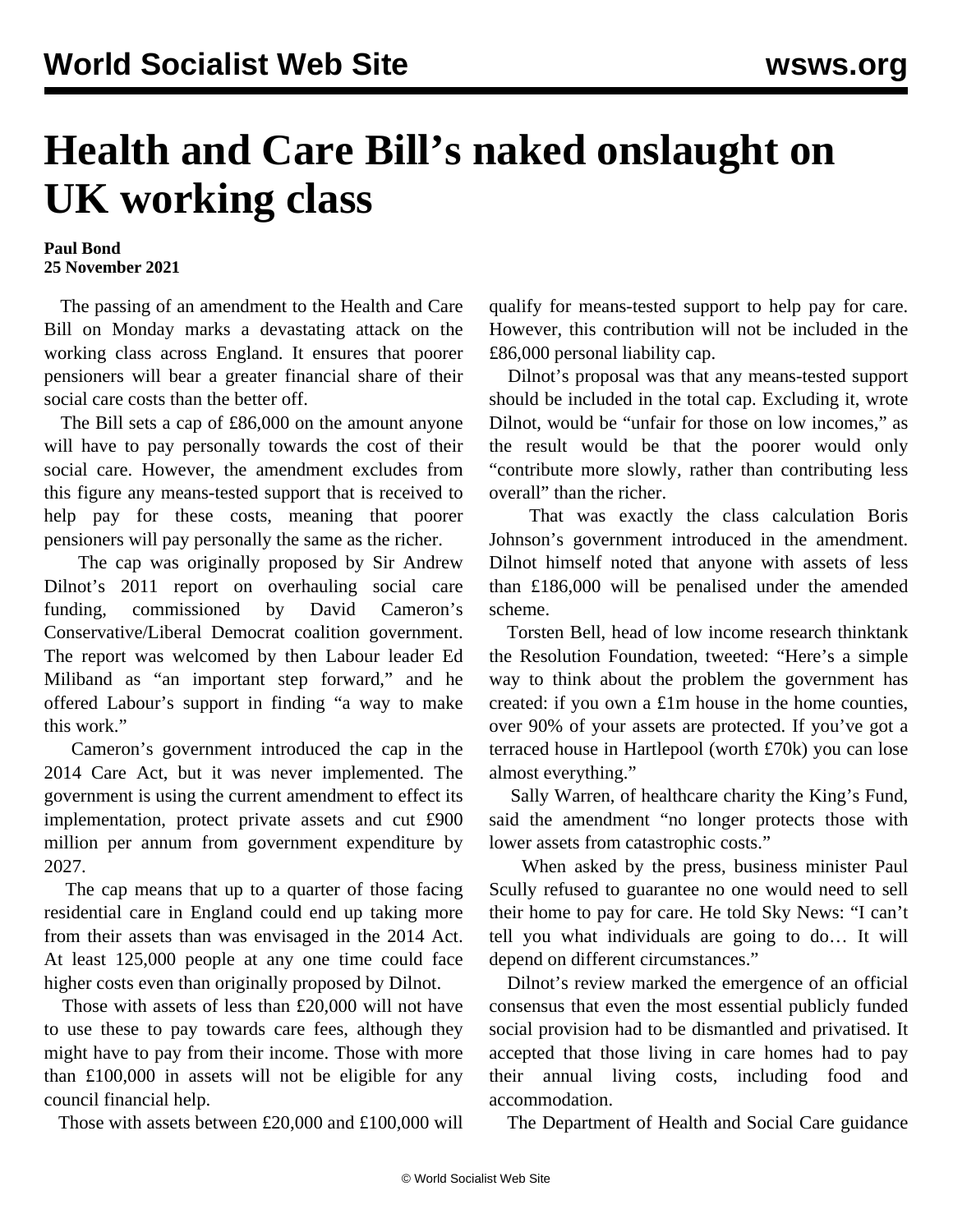# Health and Care Bill's naked onslaught on UK working class

**Paul Bond**
**25 November 2021**

The passing of an amendment to the Health and Care Bill on Monday marks a devastating attack on the working class across England. It ensures that poorer pensioners will bear a greater financial share of their social care costs than the better off.

The Bill sets a cap of £86,000 on the amount anyone will have to pay personally towards the cost of their social care. However, the amendment excludes from this figure any means-tested support that is received to help pay for these costs, meaning that poorer pensioners will pay personally the same as the richer.

The cap was originally proposed by Sir Andrew Dilnot's 2011 report on overhauling social care funding, commissioned by David Cameron's Conservative/Liberal Democrat coalition government. The report was welcomed by then Labour leader Ed Miliband as "an important step forward," and he offered Labour's support in finding "a way to make this work."

Cameron's government introduced the cap in the 2014 Care Act, but it was never implemented. The government is using the current amendment to effect its implementation, protect private assets and cut £900 million per annum from government expenditure by 2027.

The cap means that up to a quarter of those facing residential care in England could end up taking more from their assets than was envisaged in the 2014 Act. At least 125,000 people at any one time could face higher costs even than originally proposed by Dilnot.

Those with assets of less than £20,000 will not have to use these to pay towards care fees, although they might have to pay from their income. Those with more than £100,000 in assets will not be eligible for any council financial help.

Those with assets between £20,000 and £100,000 will qualify for means-tested support to help pay for care. However, this contribution will not be included in the £86,000 personal liability cap.

Dilnot's proposal was that any means-tested support should be included in the total cap. Excluding it, wrote Dilnot, would be "unfair for those on low incomes," as the result would be that the poorer would only "contribute more slowly, rather than contributing less overall" than the richer.

That was exactly the class calculation Boris Johnson's government introduced in the amendment. Dilnot himself noted that anyone with assets of less than £186,000 will be penalised under the amended scheme.

Torsten Bell, head of low income research thinktank the Resolution Foundation, tweeted: "Here's a simple way to think about the problem the government has created: if you own a £1m house in the home counties, over 90% of your assets are protected. If you've got a terraced house in Hartlepool (worth £70k) you can lose almost everything."

Sally Warren, of healthcare charity the King's Fund, said the amendment "no longer protects those with lower assets from catastrophic costs."

When asked by the press, business minister Paul Scully refused to guarantee no one would need to sell their home to pay for care. He told Sky News: "I can't tell you what individuals are going to do… It will depend on different circumstances."

Dilnot's review marked the emergence of an official consensus that even the most essential publicly funded social provision had to be dismantled and privatised. It accepted that those living in care homes had to pay their annual living costs, including food and accommodation.

The Department of Health and Social Care guidance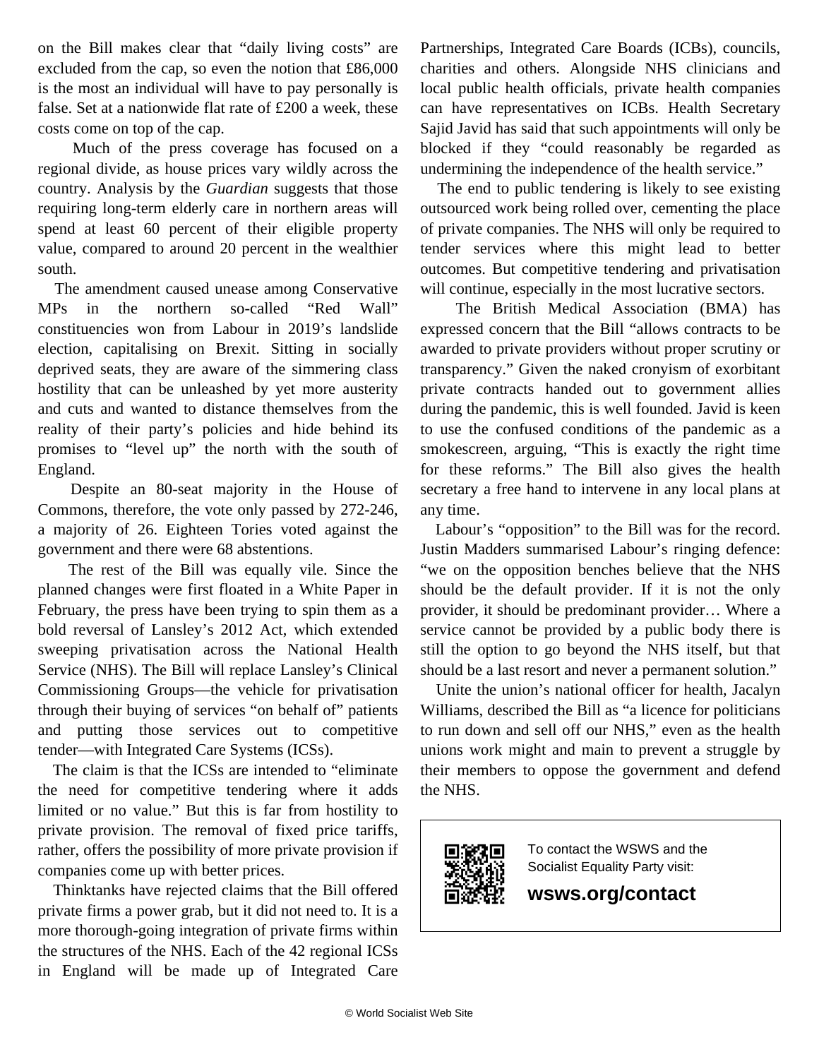on the Bill makes clear that "daily living costs" are excluded from the cap, so even the notion that £86,000 is the most an individual will have to pay personally is false. Set at a nationwide flat rate of £200 a week, these costs come on top of the cap.

Much of the press coverage has focused on a regional divide, as house prices vary wildly across the country. Analysis by the *Guardian* suggests that those requiring long-term elderly care in northern areas will spend at least 60 percent of their eligible property value, compared to around 20 percent in the wealthier south.

The amendment caused unease among Conservative MPs in the northern so-called "Red Wall" constituencies won from Labour in 2019's landslide election, capitalising on Brexit. Sitting in socially deprived seats, they are aware of the simmering class hostility that can be unleashed by yet more austerity and cuts and wanted to distance themselves from the reality of their party's policies and hide behind its promises to "level up" the north with the south of England.

Despite an 80-seat majority in the House of Commons, therefore, the vote only passed by 272-246, a majority of 26. Eighteen Tories voted against the government and there were 68 abstentions.

The rest of the Bill was equally vile. Since the planned changes were first floated in a White Paper in February, the press have been trying to spin them as a bold reversal of Lansley's 2012 Act, which extended sweeping privatisation across the National Health Service (NHS). The Bill will replace Lansley's Clinical Commissioning Groups—the vehicle for privatisation through their buying of services "on behalf of" patients and putting those services out to competitive tender—with Integrated Care Systems (ICSs).

The claim is that the ICSs are intended to "eliminate the need for competitive tendering where it adds limited or no value." But this is far from hostility to private provision. The removal of fixed price tariffs, rather, offers the possibility of more private provision if companies come up with better prices.

Thinktanks have rejected claims that the Bill offered private firms a power grab, but it did not need to. It is a more thorough-going integration of private firms within the structures of the NHS. Each of the 42 regional ICSs in England will be made up of Integrated Care Partnerships, Integrated Care Boards (ICBs), councils, charities and others. Alongside NHS clinicians and local public health officials, private health companies can have representatives on ICBs. Health Secretary Sajid Javid has said that such appointments will only be blocked if they "could reasonably be regarded as undermining the independence of the health service."

The end to public tendering is likely to see existing outsourced work being rolled over, cementing the place of private companies. The NHS will only be required to tender services where this might lead to better outcomes. But competitive tendering and privatisation will continue, especially in the most lucrative sectors.

The British Medical Association (BMA) has expressed concern that the Bill "allows contracts to be awarded to private providers without proper scrutiny or transparency." Given the naked cronyism of exorbitant private contracts handed out to government allies during the pandemic, this is well founded. Javid is keen to use the confused conditions of the pandemic as a smokescreen, arguing, "This is exactly the right time for these reforms." The Bill also gives the health secretary a free hand to intervene in any local plans at any time.

Labour's "opposition" to the Bill was for the record. Justin Madders summarised Labour's ringing defence: "we on the opposition benches believe that the NHS should be the default provider. If it is not the only provider, it should be predominant provider… Where a service cannot be provided by a public body there is still the option to go beyond the NHS itself, but that should be a last resort and never a permanent solution."

Unite the union's national officer for health, Jacalyn Williams, described the Bill as "a licence for politicians to run down and sell off our NHS," even as the health unions work might and main to prevent a struggle by their members to oppose the government and defend the NHS.

To contact the WSWS and the Socialist Equality Party visit:

**wsws.org/contact**